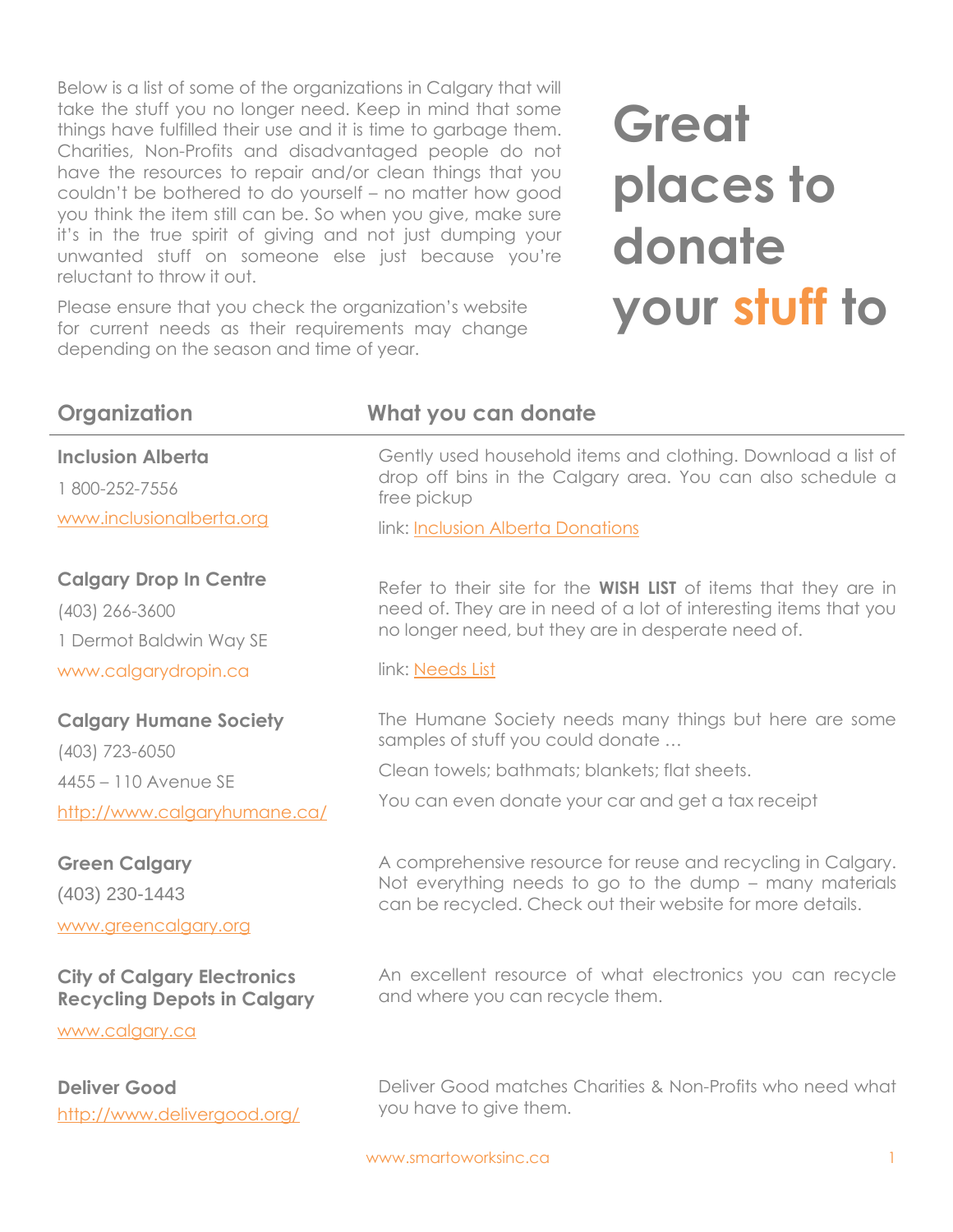# Great places to donate your stuff to

Below is a list of some of the organizations in Calgary that will take the stuff you no longer need. Keep in mind that some things have fulfilled their use and it is time to garbage them. Charities, Non-Profits and disadvantaged people do not have the resources to repair and/or clean things that you couldn't be bothered to do yourself – no matter how good you think the item still can be. So when you give, make sure it's in the true spirit of giving and not just dumping your unwanted stuff on someone else just because you're reluctant to throw it out.

Please ensure that you check the organization's website for current needs as their requirements may change depending on the season and time of year.

| Organization | What you can donate |
| --- | --- |
| **Inclusion Alberta**<br>1 800-252-7556<br>www.inclusionalberta.org | Gently used household items and clothing. Download a list of drop off bins in the Calgary area. You can also schedule a free pickup<br>link: Inclusion Alberta Donations |
| **Calgary Drop In Centre**<br>(403) 266-3600<br>1 Dermot Baldwin Way SE<br>www.calgarydropin.ca | Refer to their site for the **WISH LIST** of items that they are in need of. They are in need of a lot of interesting items that you no longer need, but they are in desperate need of.<br>link: Needs List |
| **Calgary Humane Society**<br>(403) 723-6050<br>4455 – 110 Avenue SE<br>http://www.calgaryhumane.ca/ | The Humane Society needs many things but here are some samples of stuff you could donate …<br>Clean towels; bathmats; blankets; flat sheets.<br>You can even donate your car and get a tax receipt |
| **Green Calgary**<br>(403) 230-1443<br>www.greencalgary.org | A comprehensive resource for reuse and recycling in Calgary. Not everything needs to go to the dump – many materials can be recycled. Check out their website for more details. |
| **City of Calgary Electronics Recycling Depots in Calgary**<br>www.calgary.ca | An excellent resource of what electronics you can recycle and where you can recycle them. |
| **Deliver Good**<br>http://www.delivergood.org/ | Deliver Good matches Charities & Non-Profits who need what you have to give them. |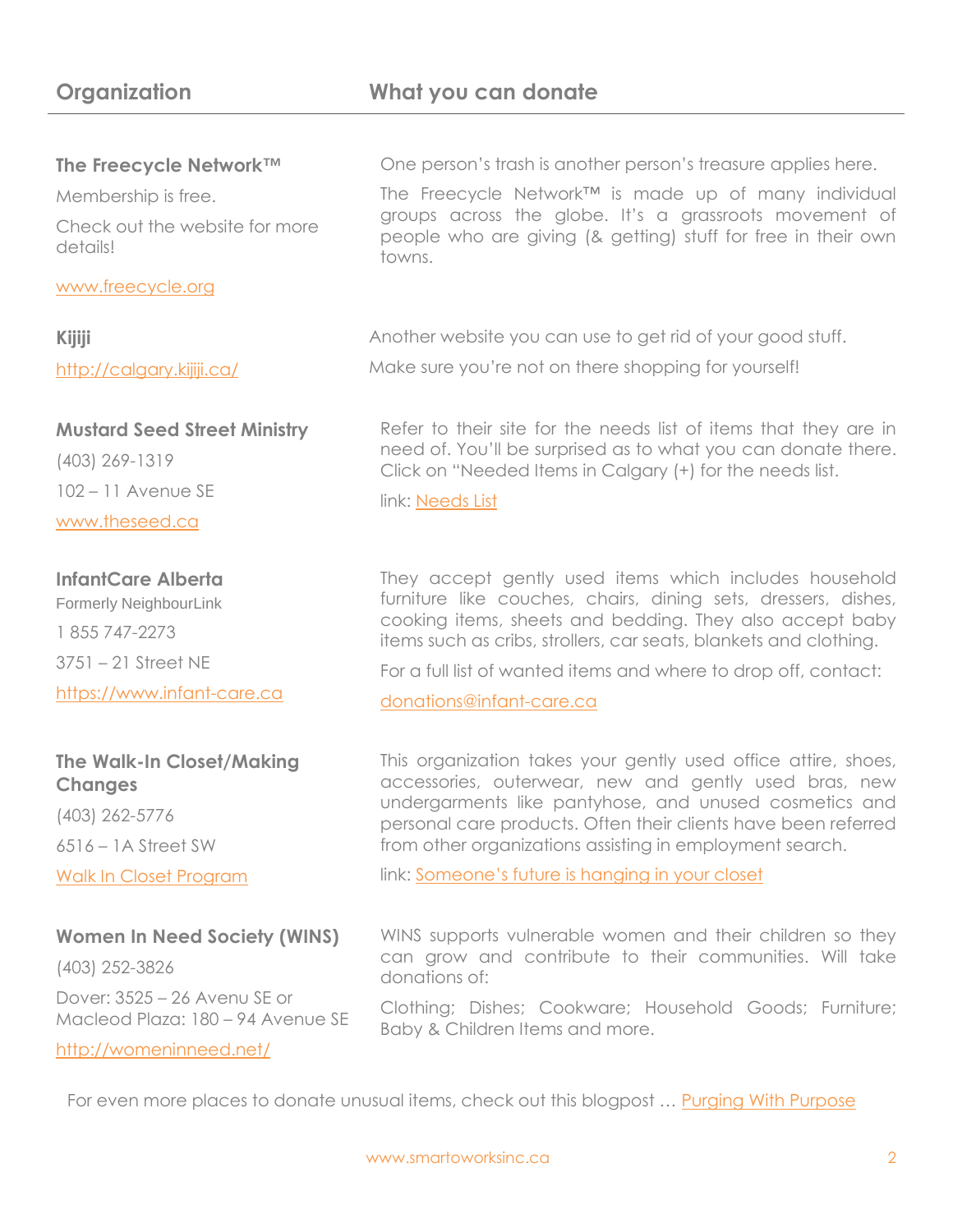| Organization | What you can donate |
| --- | --- |
| **The Freecycle Network™**<br>Membership is free.<br>Check out the website for more details!<br>www.freecycle.org | One person's trash is another person's treasure applies here.<br>The Freecycle Network™ is made up of many individual groups across the globe. It's a grassroots movement of people who are giving (& getting) stuff for free in their own towns. |
| **Kijiji**<br>http://calgary.kijiji.ca/ | Another website you can use to get rid of your good stuff.<br>Make sure you're not on there shopping for yourself! |
| **Mustard Seed Street Ministry**<br>(403) 269-1319<br>102 – 11 Avenue SE<br>www.theseed.ca | Refer to their site for the needs list of items that they are in need of. You'll be surprised as to what you can donate there. Click on "Needed Items in Calgary (+) for the needs list.<br>link: Needs List |
| **InfantCare Alberta**<br>Formerly NeighbourLink<br>1 855 747-2273<br>3751 – 21 Street NE<br>https://www.infant-care.ca | They accept gently used items which includes household furniture like couches, chairs, dining sets, dressers, dishes, cooking items, sheets and bedding. They also accept baby items such as cribs, strollers, car seats, blankets and clothing.<br>For a full list of wanted items and where to drop off, contact:<br>donations@infant-care.ca |
| **The Walk-In Closet/Making Changes**<br>(403) 262-5776<br>6516 – 1A Street SW<br>Walk In Closet Program | This organization takes your gently used office attire, shoes, accessories, outerwear, new and gently used bras, new undergarments like pantyhose, and unused cosmetics and personal care products. Often their clients have been referred from other organizations assisting in employment search.<br>link: Someone's future is hanging in your closet |
| **Women In Need Society (WINS)**<br>(403) 252-3826<br>Dover: 3525 – 26 Avenu SE or Macleod Plaza: 180 – 94 Avenue SE<br>http://womeninneed.net/ | WINS supports vulnerable women and their children so they can grow and contribute to their communities. Will take donations of:<br>Clothing; Dishes; Cookware; Household Goods; Furniture; Baby & Children Items and more. |

For even more places to donate unusual items, check out this blogpost … Purging With Purpose

www.smartoworksinc.ca